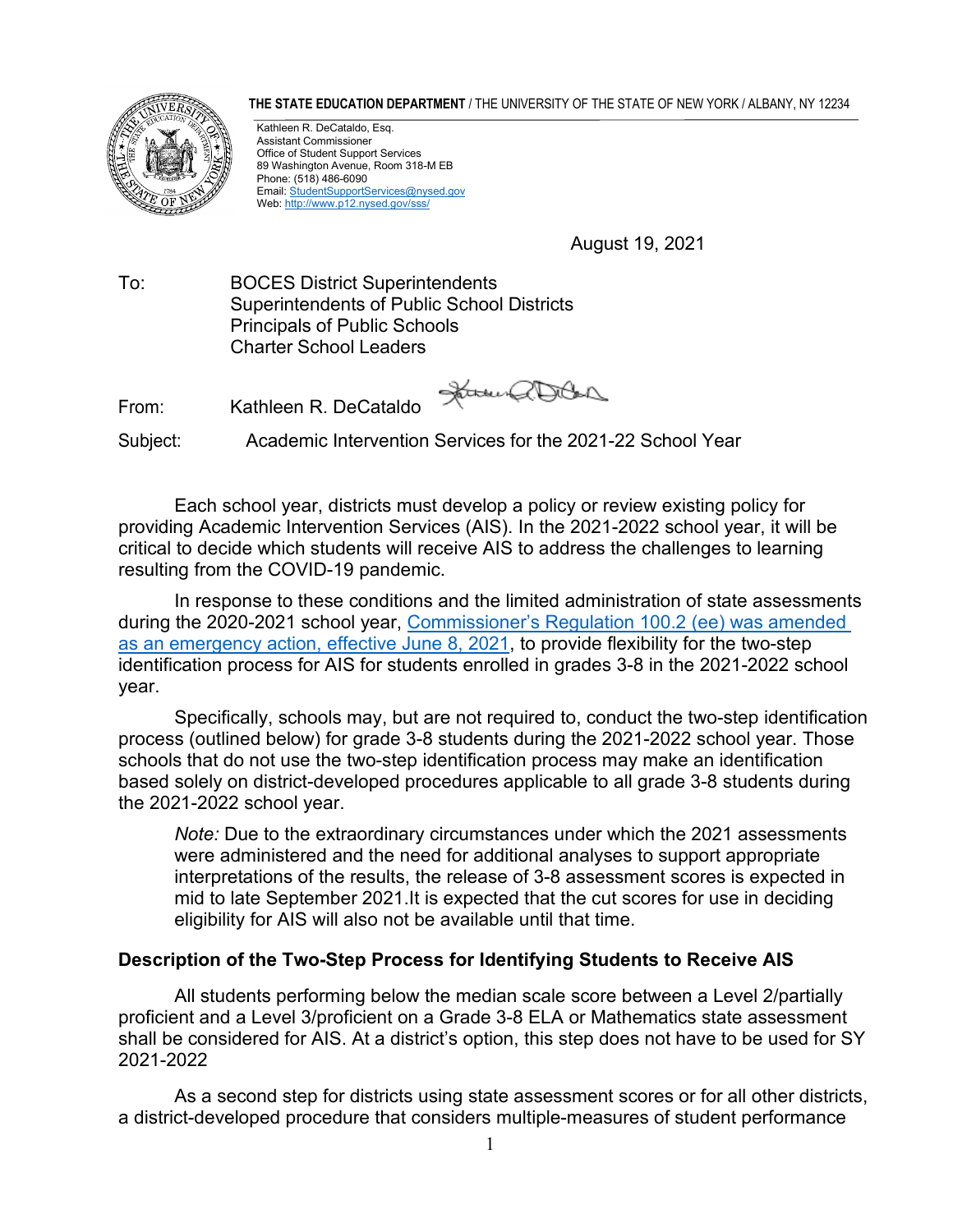**THE STATE EDUCATION DEPARTMENT** / THE UNIVERSITY OF THE STATE OF NEW YORK / ALBANY, NY 12234

Kathleen R. DeCataldo, Esq.
Assistant Commissioner
Office of Student Support Services
89 Washington Avenue, Room 318-M EB
Phone: (518) 486-6090
Email: StudentSupportServices@nysed.gov
Web: http://www.p12.nysed.gov/sss/

August 19, 2021

To: BOCES District Superintendents
Superintendents of Public School Districts
Principals of Public Schools
Charter School Leaders

From: Kathleen R. DeCataldo

Subject: Academic Intervention Services for the 2021-22 School Year

Each school year, districts must develop a policy or review existing policy for providing Academic Intervention Services (AIS). In the 2021-2022 school year, it will be critical to decide which students will receive AIS to address the challenges to learning resulting from the COVID-19 pandemic.

In response to these conditions and the limited administration of state assessments during the 2020-2021 school year, Commissioner's Regulation 100.2 (ee) was amended as an emergency action, effective June 8, 2021, to provide flexibility for the two-step identification process for AIS for students enrolled in grades 3-8 in the 2021-2022 school year.

Specifically, schools may, but are not required to, conduct the two-step identification process (outlined below) for grade 3-8 students during the 2021-2022 school year. Those schools that do not use the two-step identification process may make an identification based solely on district-developed procedures applicable to all grade 3-8 students during the 2021-2022 school year.

> *Note:* Due to the extraordinary circumstances under which the 2021 assessments were administered and the need for additional analyses to support appropriate interpretations of the results, the release of 3-8 assessment scores is expected in mid to late September 2021.It is expected that the cut scores for use in deciding eligibility for AIS will also not be available until that time.

**Description of the Two-Step Process for Identifying Students to Receive AIS**

All students performing below the median scale score between a Level 2/partially proficient and a Level 3/proficient on a Grade 3-8 ELA or Mathematics state assessment shall be considered for AIS. At a district's option, this step does not have to be used for SY 2021-2022

As a second step for districts using state assessment scores or for all other districts, a district-developed procedure that considers multiple-measures of student performance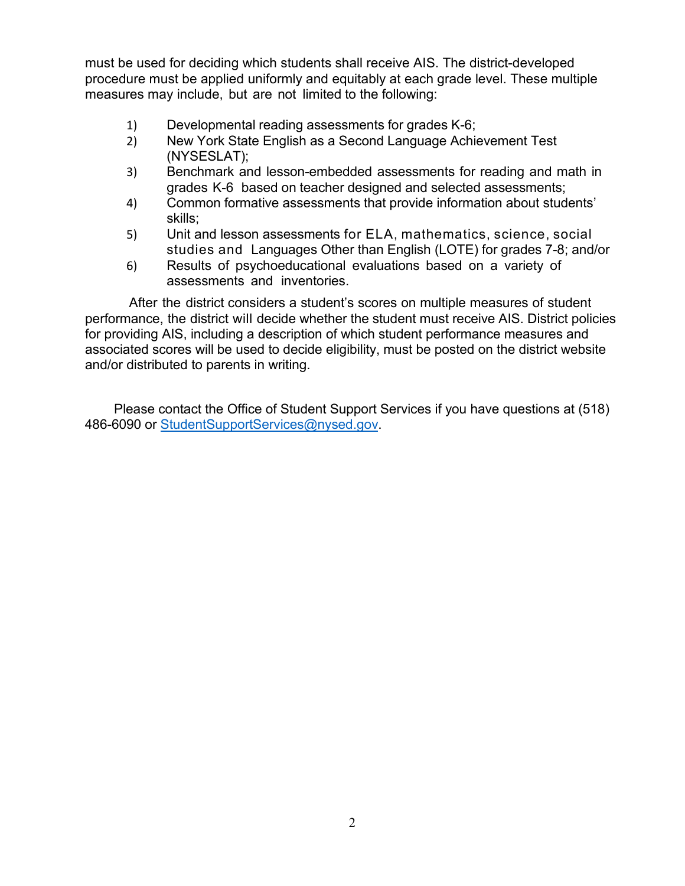must be used for deciding which students shall receive AIS. The district-developed procedure must be applied uniformly and equitably at each grade level. These multiple measures may include, but are not limited to the following:

1) Developmental reading assessments for grades K-6;
2) New York State English as a Second Language Achievement Test (NYSESLAT);
3) Benchmark and lesson-embedded assessments for reading and math in grades K-6 based on teacher designed and selected assessments;
4) Common formative assessments that provide information about students' skills;
5) Unit and lesson assessments for ELA, mathematics, science, social studies and Languages Other than English (LOTE) for grades 7-8; and/or
6) Results of psychoeducational evaluations based on a variety of assessments and inventories.

After the district considers a student's scores on multiple measures of student performance, the district will decide whether the student must receive AIS. District policies for providing AIS, including a description of which student performance measures and associated scores will be used to decide eligibility, must be posted on the district website and/or distributed to parents in writing.

Please contact the Office of Student Support Services if you have questions at (518) 486-6090 or StudentSupportServices@nysed.gov.